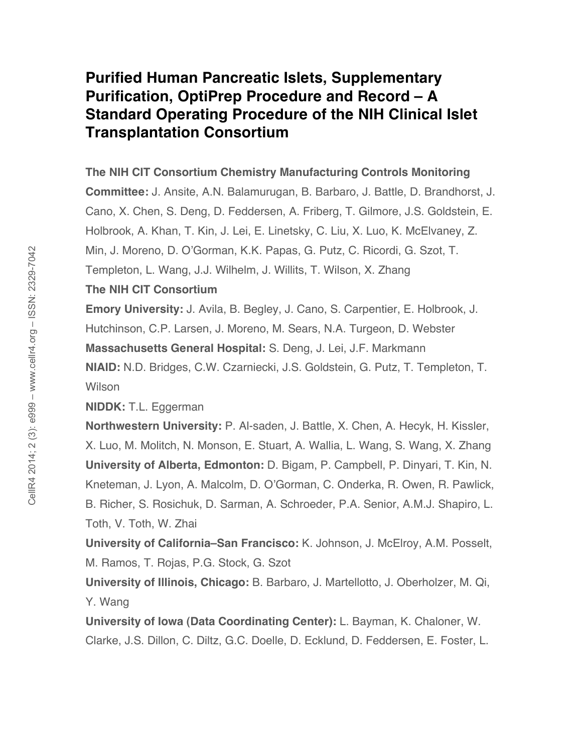# Purified Human Pancreatic Islets, Supplementary Purification, OptiPrep Procedure and Record – A Standard Operating Procedure of the NIH Clinical Islet Transplantation Consortium

**The NIH CIT Consortium Chemistry Manufacturing Controls Monitoring Committee:** J. Ansite, A.N. Balamurugan, B. Barbaro, J. Battle, D. Brandhorst, J. Cano, X. Chen, S. Deng, D. Feddersen, A. Friberg, T. Gilmore, J.S. Goldstein, E. Holbrook, A. Khan, T. Kin, J. Lei, E. Linetsky, C. Liu, X. Luo, K. McElvaney, Z. Min, J. Moreno, D. O'Gorman, K.K. Papas, G. Putz, C. Ricordi, G. Szot, T. Templeton, L. Wang, J.J. Wilhelm, J. Willits, T. Wilson, X. Zhang

**The NIH CIT Consortium**

**Emory University:** J. Avila, B. Begley, J. Cano, S. Carpentier, E. Holbrook, J. Hutchinson, C.P. Larsen, J. Moreno, M. Sears, N.A. Turgeon, D. Webster

**Massachusetts General Hospital:** S. Deng, J. Lei, J.F. Markmann

**NIAID:** N.D. Bridges, C.W. Czarniecki, J.S. Goldstein, G. Putz, T. Templeton, T. Wilson

**NIDDK:** T.L. Eggerman

**Northwestern University:** P. Al-saden, J. Battle, X. Chen, A. Hecyk, H. Kissler, X. Luo, M. Molitch, N. Monson, E. Stuart, A. Wallia, L. Wang, S. Wang, X. Zhang

**University of Alberta, Edmonton:** D. Bigam, P. Campbell, P. Dinyari, T. Kin, N. Kneteman, J. Lyon, A. Malcolm, D. O'Gorman, C. Onderka, R. Owen, R. Pawlick, B. Richer, S. Rosichuk, D. Sarman, A. Schroeder, P.A. Senior, A.M.J. Shapiro, L. Toth, V. Toth, W. Zhai

**University of California–San Francisco:** K. Johnson, J. McElroy, A.M. Posselt, M. Ramos, T. Rojas, P.G. Stock, G. Szot

**University of Illinois, Chicago:** B. Barbaro, J. Martellotto, J. Oberholzer, M. Qi, Y. Wang

**University of Iowa (Data Coordinating Center):** L. Bayman, K. Chaloner, W. Clarke, J.S. Dillon, C. Diltz, G.C. Doelle, D. Ecklund, D. Feddersen, E. Foster, L.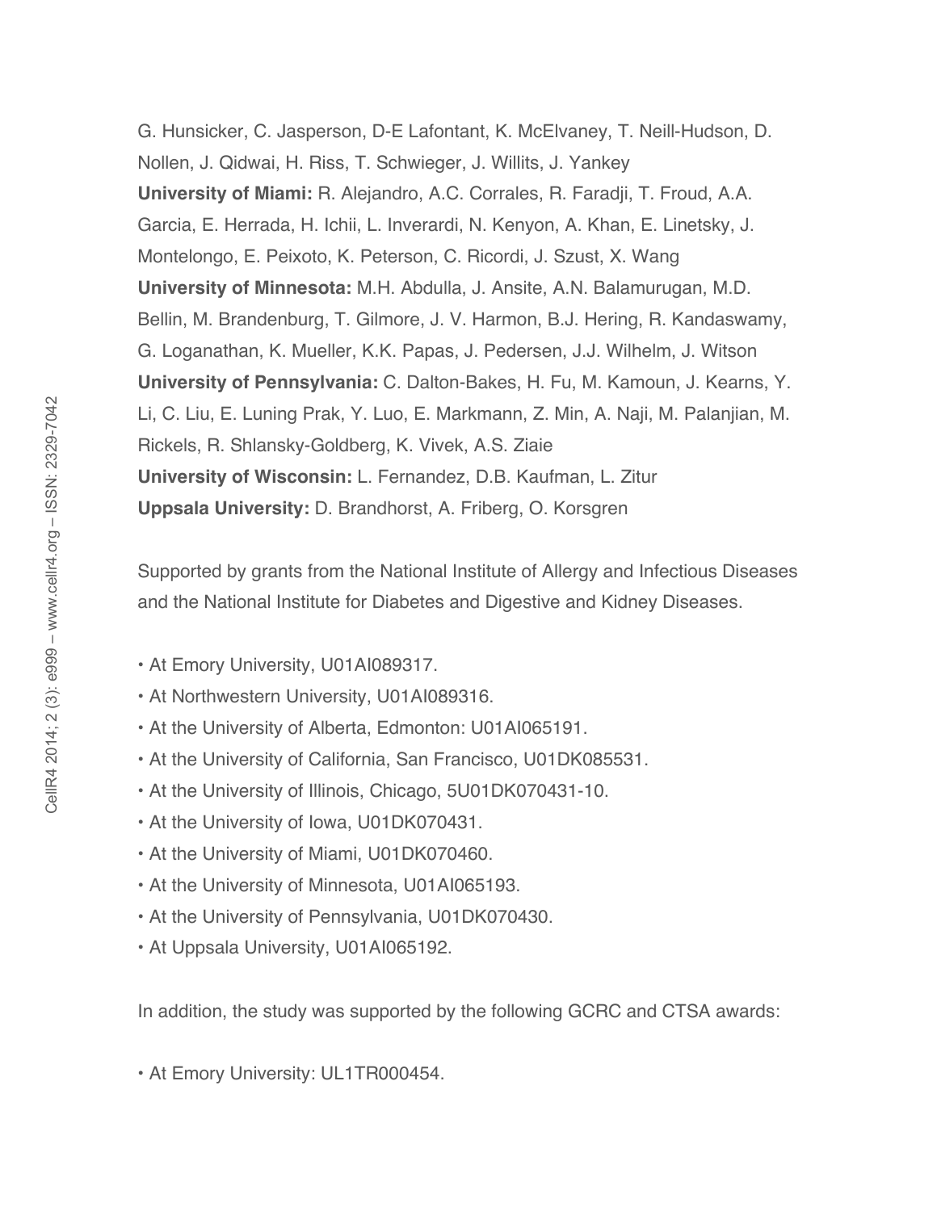G. Hunsicker, C. Jasperson, D-E Lafontant, K. McElvaney, T. Neill-Hudson, D. Nollen, J. Qidwai, H. Riss, T. Schwieger, J. Willits, J. Yankey

**University of Miami:** R. Alejandro, A.C. Corrales, R. Faradji, T. Froud, A.A. Garcia, E. Herrada, H. Ichii, L. Inverardi, N. Kenyon, A. Khan, E. Linetsky, J. Montelongo, E. Peixoto, K. Peterson, C. Ricordi, J. Szust, X. Wang

**University of Minnesota:** M.H. Abdulla, J. Ansite, A.N. Balamurugan, M.D. Bellin, M. Brandenburg, T. Gilmore, J. V. Harmon, B.J. Hering, R. Kandaswamy, G. Loganathan, K. Mueller, K.K. Papas, J. Pedersen, J.J. Wilhelm, J. Witson

**University of Pennsylvania:** C. Dalton-Bakes, H. Fu, M. Kamoun, J. Kearns, Y. Li, C. Liu, E. Luning Prak, Y. Luo, E. Markmann, Z. Min, A. Naji, M. Palanjian, M. Rickels, R. Shlansky-Goldberg, K. Vivek, A.S. Ziaie

**University of Wisconsin:** L. Fernandez, D.B. Kaufman, L. Zitur

**Uppsala University:** D. Brandhorst, A. Friberg, O. Korsgren

Supported by grants from the National Institute of Allergy and Infectious Diseases and the National Institute for Diabetes and Digestive and Kidney Diseases.

- At Emory University, U01AI089317.
- At Northwestern University, U01AI089316.
- At the University of Alberta, Edmonton: U01AI065191.
- At the University of California, San Francisco, U01DK085531.
- At the University of Illinois, Chicago, 5U01DK070431-10.
- At the University of Iowa, U01DK070431.
- At the University of Miami, U01DK070460.
- At the University of Minnesota, U01AI065193.
- At the University of Pennsylvania, U01DK070430.
- At Uppsala University, U01AI065192.

In addition, the study was supported by the following GCRC and CTSA awards:

- At Emory University: UL1TR000454.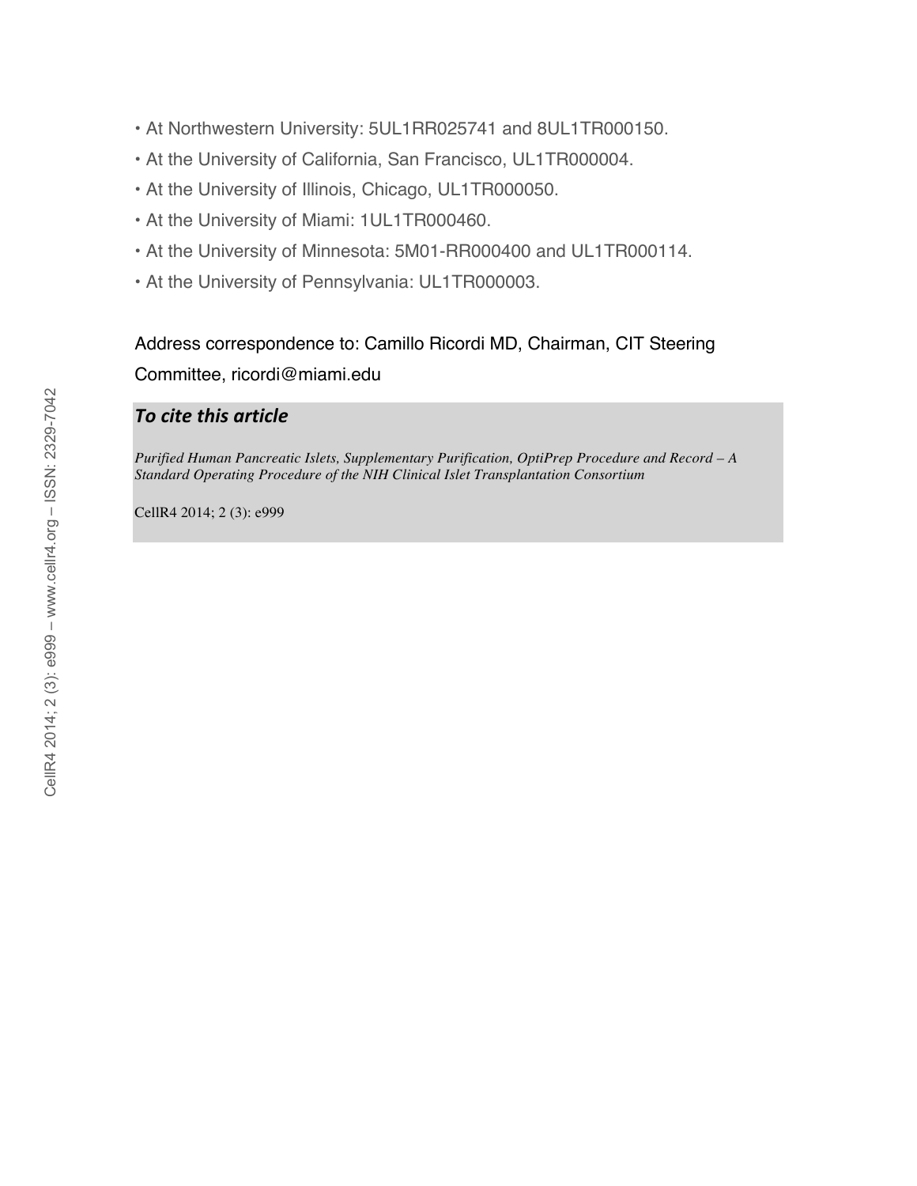- At Northwestern University: 5UL1RR025741 and 8UL1TR000150.
- At the University of California, San Francisco, UL1TR000004.
- At the University of Illinois, Chicago, UL1TR000050.
- At the University of Miami: 1UL1TR000460.
- At the University of Minnesota: 5M01-RR000400 and UL1TR000114.
- At the University of Pennsylvania: UL1TR000003.

Address correspondence to: Camillo Ricordi MD, Chairman, CIT Steering Committee, ricordi@miami.edu

***To cite this article***

*Purified Human Pancreatic Islets, Supplementary Purification, OptiPrep Procedure and Record – A Standard Operating Procedure of the NIH Clinical Islet Transplantation Consortium*

CellR4 2014; 2 (3): e999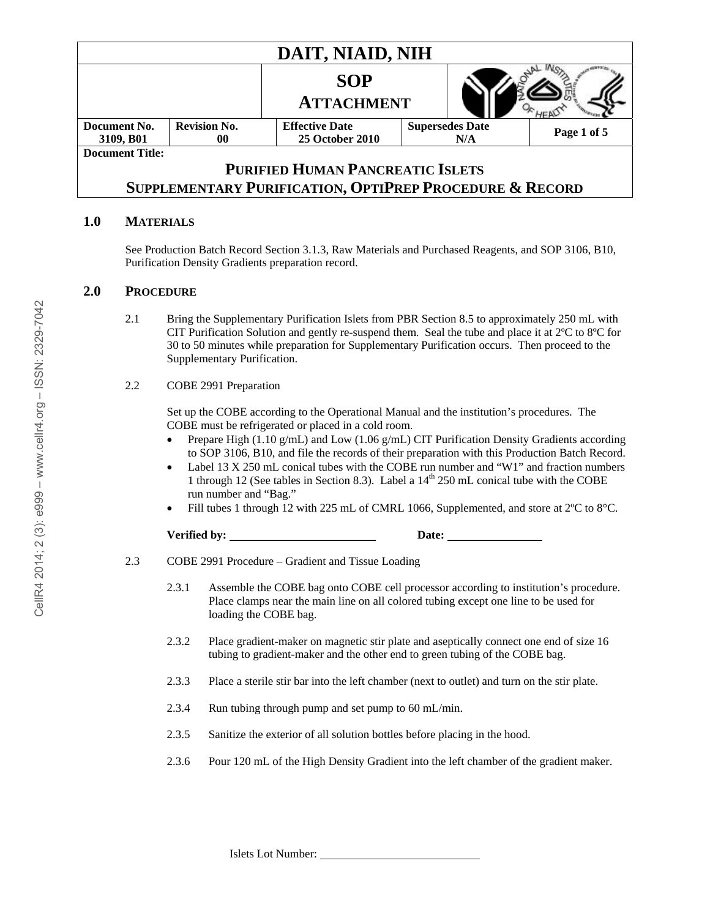| DAIT, NIAID, NIH | | | | |
|---|---|---|---|---|
| | SOP ATTACHMENT | | | |
| **Document No.** 3109, B01 | **Revision No.** 00 | **Effective Date** 25 October 2010 | **Supersedes Date** N/A | **Page 1 of 5** |

**Document Title:**

# PURIFIED HUMAN PANCREATIC ISLETS SUPPLEMENTARY PURIFICATION, OPTIPREP PROCEDURE & RECORD

## 1.0 MATERIALS

See Production Batch Record Section 3.1.3, Raw Materials and Purchased Reagents, and SOP 3106, B10, Purification Density Gradients preparation record.

## 2.0 PROCEDURE

2.1 Bring the Supplementary Purification Islets from PBR Section 8.5 to approximately 250 mL with CIT Purification Solution and gently re-suspend them. Seal the tube and place it at 2ºC to 8ºC for 30 to 50 minutes while preparation for Supplementary Purification occurs. Then proceed to the Supplementary Purification.

2.2 COBE 2991 Preparation

Set up the COBE according to the Operational Manual and the institution's procedures. The COBE must be refrigerated or placed in a cold room.

- Prepare High (1.10 g/mL) and Low (1.06 g/mL) CIT Purification Density Gradients according to SOP 3106, B10, and file the records of their preparation with this Production Batch Record.
- Label 13 X 250 mL conical tubes with the COBE run number and "W1" and fraction numbers 1 through 12 (See tables in Section 8.3). Label a 14th 250 mL conical tube with the COBE run number and "Bag."
- Fill tubes 1 through 12 with 225 mL of CMRL 1066, Supplemented, and store at 2ºC to 8°C.

**Verified by:** ________________________ **Date:** ________________

2.3 COBE 2991 Procedure – Gradient and Tissue Loading

2.3.1 Assemble the COBE bag onto COBE cell processor according to institution's procedure. Place clamps near the main line on all colored tubing except one line to be used for loading the COBE bag.

2.3.2 Place gradient-maker on magnetic stir plate and aseptically connect one end of size 16 tubing to gradient-maker and the other end to green tubing of the COBE bag.

2.3.3 Place a sterile stir bar into the left chamber (next to outlet) and turn on the stir plate.

2.3.4 Run tubing through pump and set pump to 60 mL/min.

2.3.5 Sanitize the exterior of all solution bottles before placing in the hood.

2.3.6 Pour 120 mL of the High Density Gradient into the left chamber of the gradient maker.

Islets Lot Number: ____________________________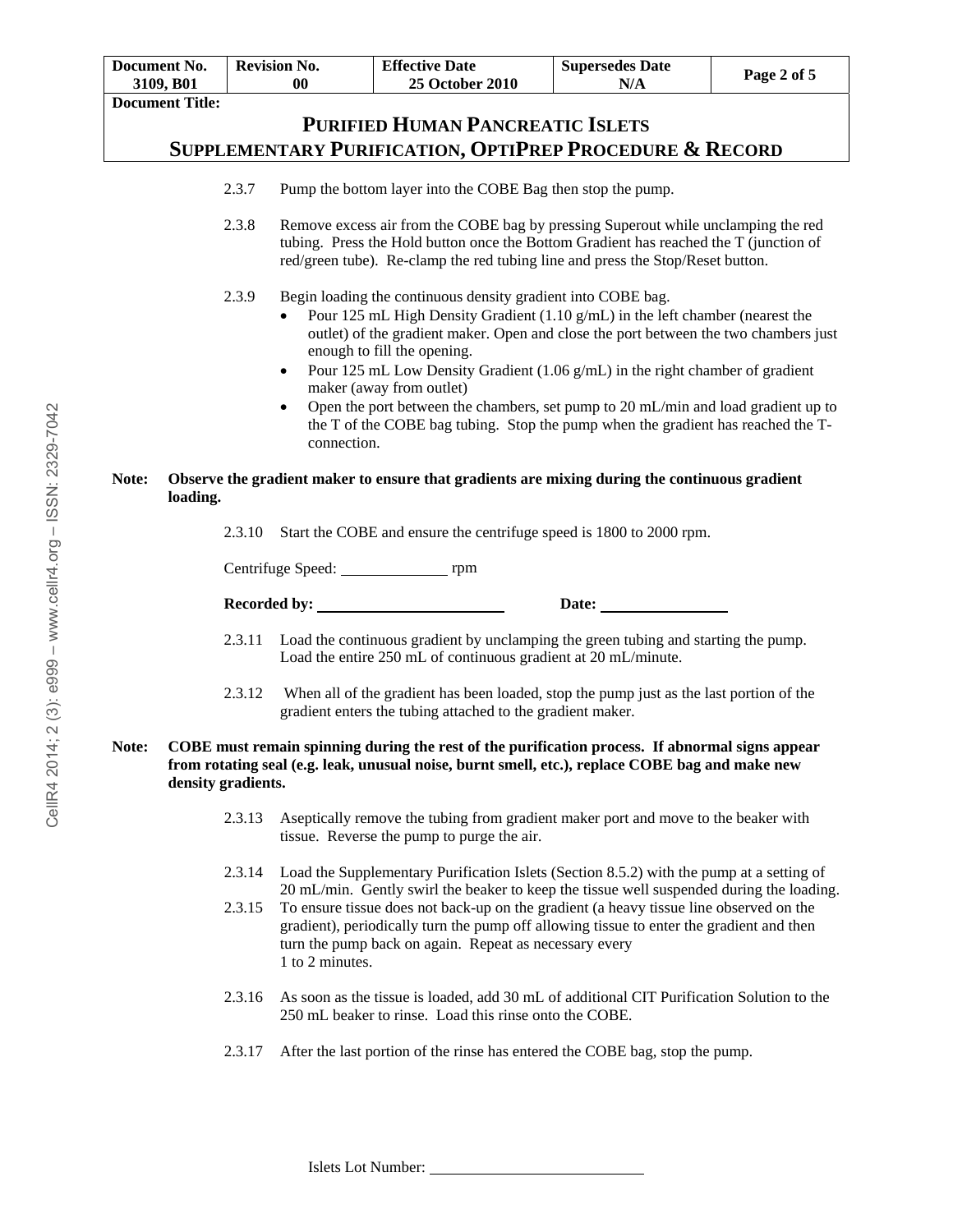2.3.7 Pump the bottom layer into the COBE Bag then stop the pump.

2.3.8 Remove excess air from the COBE bag by pressing Superout while unclamping the red tubing. Press the Hold button once the Bottom Gradient has reached the T (junction of red/green tube). Re-clamp the red tubing line and press the Stop/Reset button.

2.3.9 Begin loading the continuous density gradient into COBE bag.

- Pour 125 mL High Density Gradient (1.10 g/mL) in the left chamber (nearest the outlet) of the gradient maker. Open and close the port between the two chambers just enough to fill the opening.
- Pour 125 mL Low Density Gradient (1.06 g/mL) in the right chamber of gradient maker (away from outlet)
- Open the port between the chambers, set pump to 20 mL/min and load gradient up to the T of the COBE bag tubing. Stop the pump when the gradient has reached the T-connection.

**Note: Observe the gradient maker to ensure that gradients are mixing during the continuous gradient loading.**

2.3.10 Start the COBE and ensure the centrifuge speed is 1800 to 2000 rpm.

Centrifuge Speed: ____________ rpm

**Recorded by:** ______________________ **Date:** ______________

2.3.11 Load the continuous gradient by unclamping the green tubing and starting the pump. Load the entire 250 mL of continuous gradient at 20 mL/minute.

2.3.12 When all of the gradient has been loaded, stop the pump just as the last portion of the gradient enters the tubing attached to the gradient maker.

**Note: COBE must remain spinning during the rest of the purification process. If abnormal signs appear from rotating seal (e.g. leak, unusual noise, burnt smell, etc.), replace COBE bag and make new density gradients.**

2.3.13 Aseptically remove the tubing from gradient maker port and move to the beaker with tissue. Reverse the pump to purge the air.

2.3.14 Load the Supplementary Purification Islets (Section 8.5.2) with the pump at a setting of 20 mL/min. Gently swirl the beaker to keep the tissue well suspended during the loading.

2.3.15 To ensure tissue does not back-up on the gradient (a heavy tissue line observed on the gradient), periodically turn the pump off allowing tissue to enter the gradient and then turn the pump back on again. Repeat as necessary every 1 to 2 minutes.

2.3.16 As soon as the tissue is loaded, add 30 mL of additional CIT Purification Solution to the 250 mL beaker to rinse. Load this rinse onto the COBE.

2.3.17 After the last portion of the rinse has entered the COBE bag, stop the pump.

Islets Lot Number: ______________________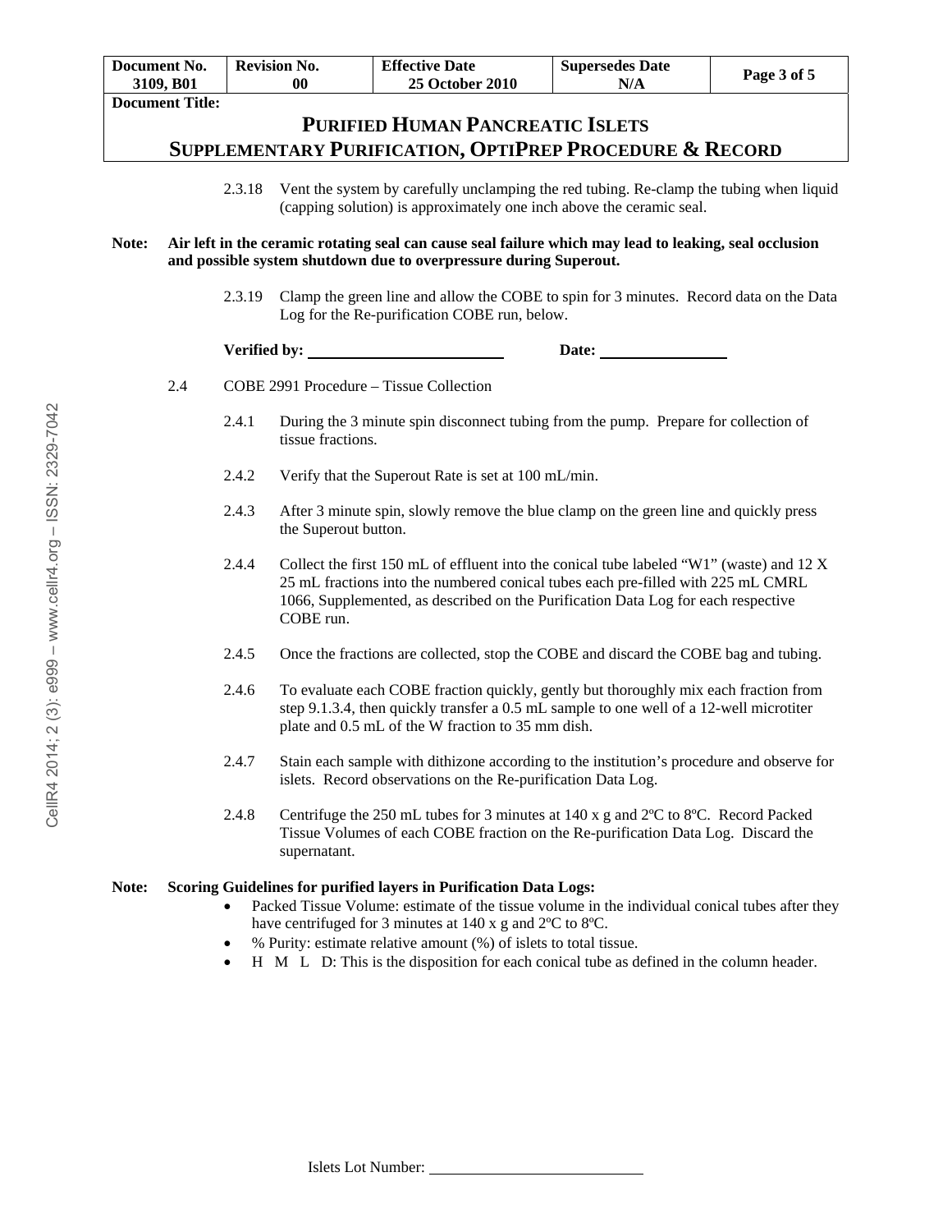2.3.18 Vent the system by carefully unclamping the red tubing. Re-clamp the tubing when liquid (capping solution) is approximately one inch above the ceramic seal.

**Note: Air left in the ceramic rotating seal can cause seal failure which may lead to leaking, seal occlusion and possible system shutdown due to overpressure during Superout.**

2.3.19 Clamp the green line and allow the COBE to spin for 3 minutes. Record data on the Data Log for the Re-purification COBE run, below.

**Verified by:** ______________________ **Date:** ______________

2.4 COBE 2991 Procedure – Tissue Collection

2.4.1 During the 3 minute spin disconnect tubing from the pump. Prepare for collection of tissue fractions.

2.4.2 Verify that the Superout Rate is set at 100 mL/min.

2.4.3 After 3 minute spin, slowly remove the blue clamp on the green line and quickly press the Superout button.

2.4.4 Collect the first 150 mL of effluent into the conical tube labeled "W1" (waste) and 12 X 25 mL fractions into the numbered conical tubes each pre-filled with 225 mL CMRL 1066, Supplemented, as described on the Purification Data Log for each respective COBE run.

2.4.5 Once the fractions are collected, stop the COBE and discard the COBE bag and tubing.

2.4.6 To evaluate each COBE fraction quickly, gently but thoroughly mix each fraction from step 9.1.3.4, then quickly transfer a 0.5 mL sample to one well of a 12-well microtiter plate and 0.5 mL of the W fraction to 35 mm dish.

2.4.7 Stain each sample with dithizone according to the institution's procedure and observe for islets. Record observations on the Re-purification Data Log.

2.4.8 Centrifuge the 250 mL tubes for 3 minutes at 140 x g and 2ºC to 8ºC. Record Packed Tissue Volumes of each COBE fraction on the Re-purification Data Log. Discard the supernatant.

**Note: Scoring Guidelines for purified layers in Purification Data Logs:**

- Packed Tissue Volume: estimate of the tissue volume in the individual conical tubes after they have centrifuged for 3 minutes at 140 x g and 2ºC to 8ºC.
- % Purity: estimate relative amount (%) of islets to total tissue.
- H M L D: This is the disposition for each conical tube as defined in the column header.

Islets Lot Number: ______________________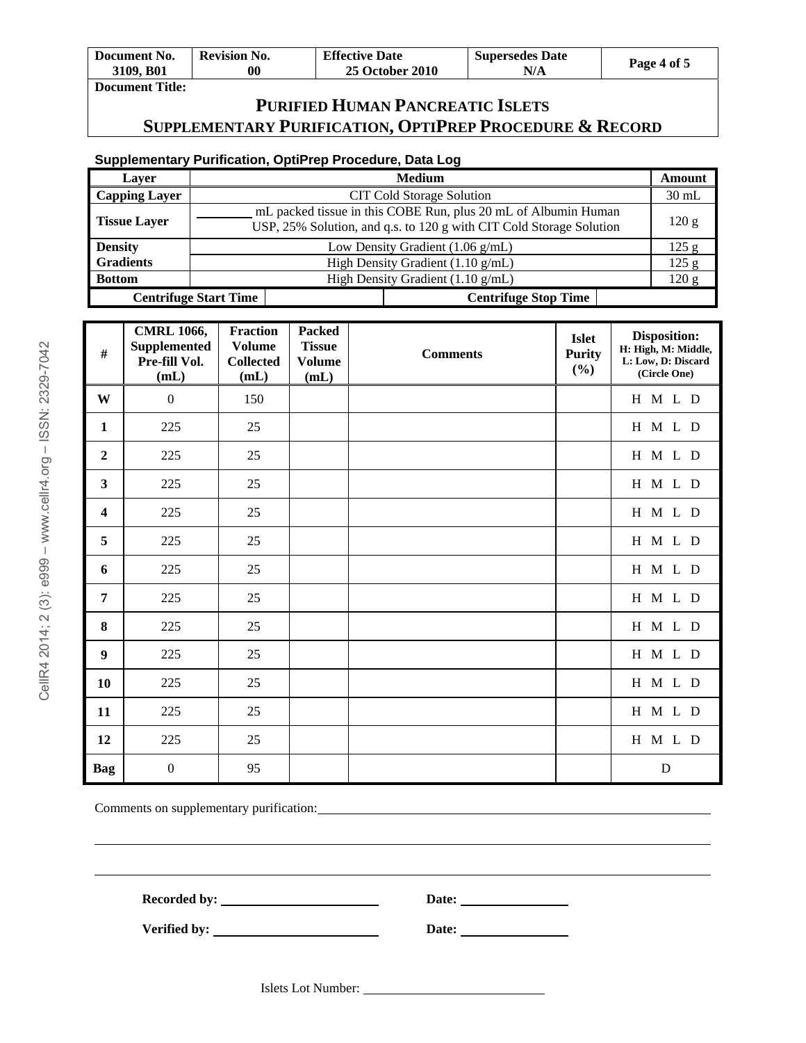| Document No. 3109, B01 | Revision No. 00 | Effective Date 25 October 2010 | Supersedes Date N/A | Page 4 of 5 |
|---|---|---|---|---|

**Document Title:**

# PURIFIED HUMAN PANCREATIC ISLETS SUPPLEMENTARY PURIFICATION, OPTIPREP PROCEDURE & RECORD

### Supplementary Purification, OptiPrep Procedure, Data Log

| Layer | Medium | Amount |
|---|---|---|
| Capping Layer | CIT Cold Storage Solution | 30 mL |
| Tissue Layer | ________ mL packed tissue in this COBE Run, plus 20 mL of Albumin Human USP, 25% Solution, and q.s. to 120 g with CIT Cold Storage Solution | 120 g |
| Density Gradients | Low Density Gradient (1.06 g/mL) | 125 g |
| | High Density Gradient (1.10 g/mL) | 125 g |
| Bottom | High Density Gradient (1.10 g/mL) | 120 g |
| Centrifuge Start Time | | Centrifuge Stop Time |

| # | CMRL 1066, Supplemented Pre-fill Vol. (mL) | Fraction Volume Collected (mL) | Packed Tissue Volume (mL) | Comments | Islet Purity (%) | Disposition: H: High, M: Middle, L: Low, D: Discard (Circle One) |
|---|---|---|---|---|---|---|
| W | 0 | 150 | | | | H M L D |
| 1 | 225 | 25 | | | | H M L D |
| 2 | 225 | 25 | | | | H M L D |
| 3 | 225 | 25 | | | | H M L D |
| 4 | 225 | 25 | | | | H M L D |
| 5 | 225 | 25 | | | | H M L D |
| 6 | 225 | 25 | | | | H M L D |
| 7 | 225 | 25 | | | | H M L D |
| 8 | 225 | 25 | | | | H M L D |
| 9 | 225 | 25 | | | | H M L D |
| 10 | 225 | 25 | | | | H M L D |
| 11 | 225 | 25 | | | | H M L D |
| 12 | 225 | 25 | | | | H M L D |
| Bag | 0 | 95 | | | | D |

Comments on supplementary purification: ____________________________________________

__________________________________________________________________________

__________________________________________________________________________

**Recorded by:** ________________________ **Date:** ________________

**Verified by:** ________________________ **Date:** ________________

Islets Lot Number: ____________________________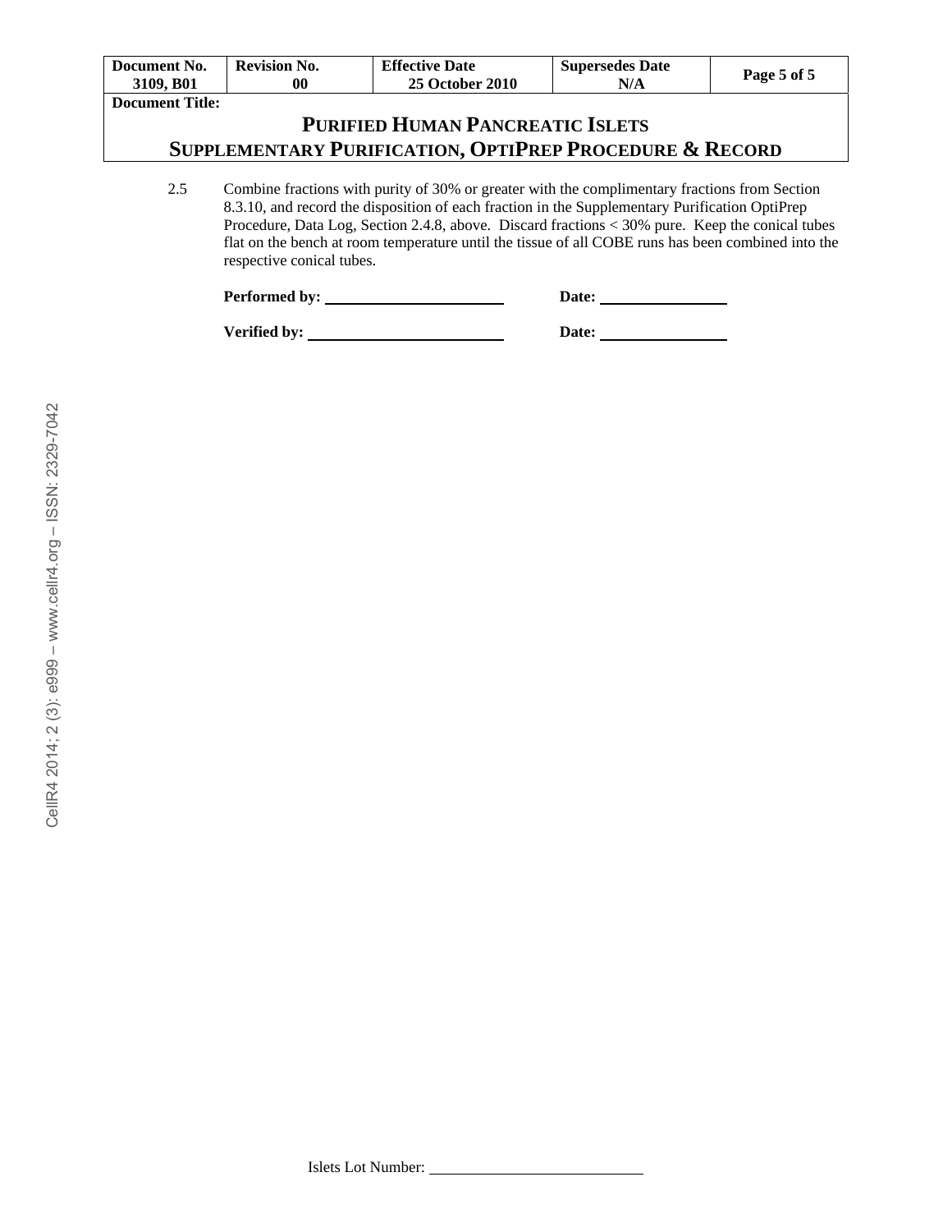2.5 Combine fractions with purity of 30% or greater with the complimentary fractions from Section 8.3.10, and record the disposition of each fraction in the Supplementary Purification OptiPrep Procedure, Data Log, Section 2.4.8, above. Discard fractions < 30% pure. Keep the conical tubes flat on the bench at room temperature until the tissue of all COBE runs has been combined into the respective conical tubes.

**Performed by:** ______________________ **Date:** ______________

**Verified by:** ______________________ **Date:** ______________

Islets Lot Number: ______________________